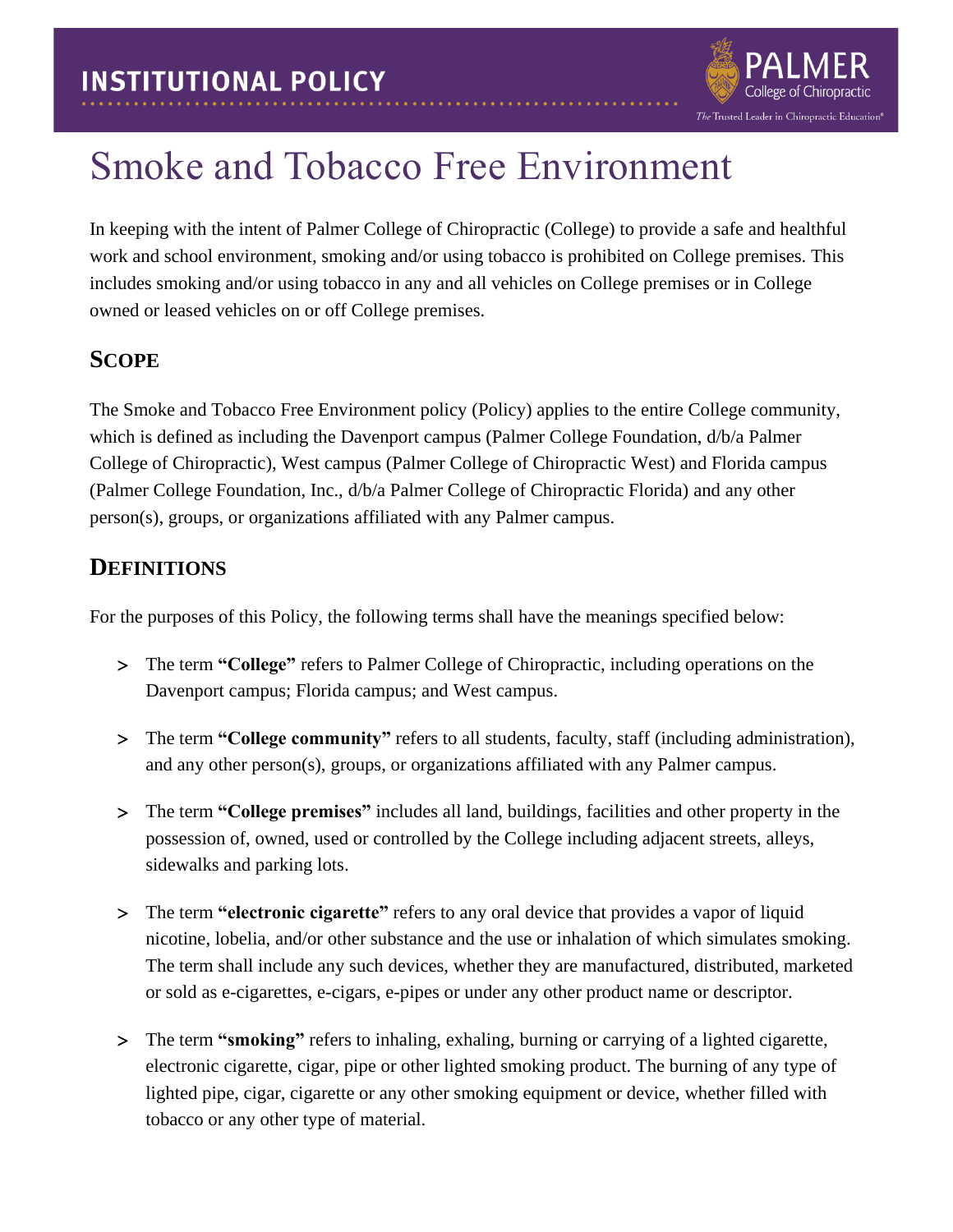# Smoke and Tobacco Free Environment

In keeping with the intent of Palmer College of Chiropractic (College) to provide a safe and healthful work and school environment, smoking and/or using tobacco is prohibited on College premises. This includes smoking and/or using tobacco in any and all vehicles on College premises or in College owned or leased vehicles on or off College premises.

## Scope

The Smoke and Tobacco Free Environment policy (Policy) applies to the entire College community, which is defined as including the Davenport campus (Palmer College Foundation, d/b/a Palmer College of Chiropractic), West campus (Palmer College of Chiropractic West) and Florida campus (Palmer College Foundation, Inc., d/b/a Palmer College of Chiropractic Florida) and any other person(s), groups, or organizations affiliated with any Palmer campus.

## Definitions

For the purposes of this Policy, the following terms shall have the meanings specified below:

- The term **"College"** refers to Palmer College of Chiropractic, including operations on the Davenport campus; Florida campus; and West campus.
- The term **"College community"** refers to all students, faculty, staff (including administration), and any other person(s), groups, or organizations affiliated with any Palmer campus.
- The term **"College premises"** includes all land, buildings, facilities and other property in the possession of, owned, used or controlled by the College including adjacent streets, alleys, sidewalks and parking lots.
- The term **"electronic cigarette"** refers to any oral device that provides a vapor of liquid nicotine, lobelia, and/or other substance and the use or inhalation of which simulates smoking. The term shall include any such devices, whether they are manufactured, distributed, marketed or sold as e-cigarettes, e-cigars, e-pipes or under any other product name or descriptor.
- The term **"smoking"** refers to inhaling, exhaling, burning or carrying of a lighted cigarette, electronic cigarette, cigar, pipe or other lighted smoking product. The burning of any type of lighted pipe, cigar, cigarette or any other smoking equipment or device, whether filled with tobacco or any other type of material.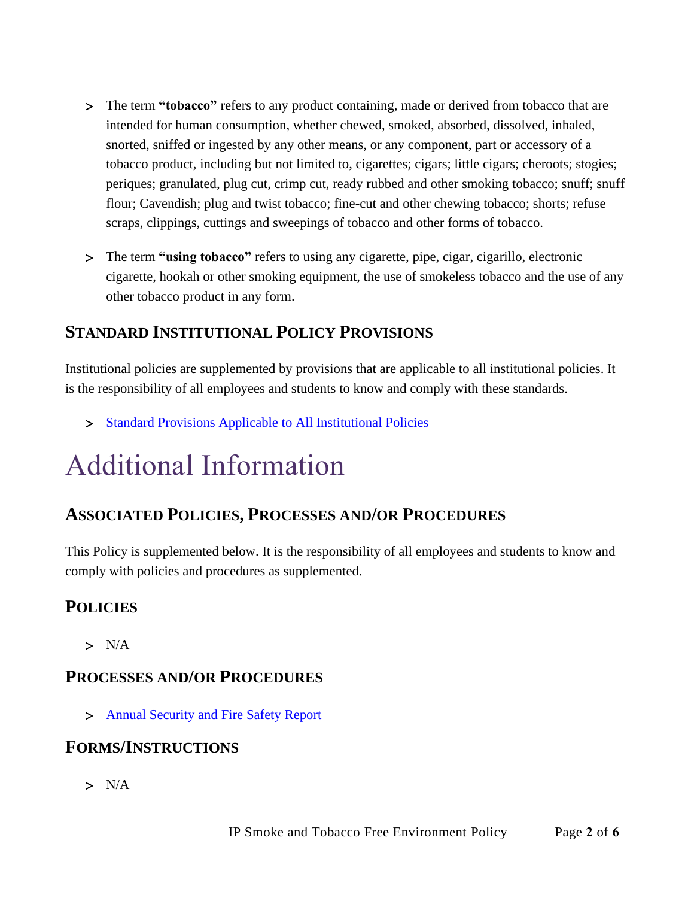- The term **"tobacco"** refers to any product containing, made or derived from tobacco that are intended for human consumption, whether chewed, smoked, absorbed, dissolved, inhaled, snorted, sniffed or ingested by any other means, or any component, part or accessory of a tobacco product, including but not limited to, cigarettes; cigars; little cigars; cheroots; stogies; periques; granulated, plug cut, crimp cut, ready rubbed and other smoking tobacco; snuff; snuff flour; Cavendish; plug and twist tobacco; fine-cut and other chewing tobacco; shorts; refuse scraps, clippings, cuttings and sweepings of tobacco and other forms of tobacco.

- The term **"using tobacco"** refers to using any cigarette, pipe, cigar, cigarillo, electronic cigarette, hookah or other smoking equipment, the use of smokeless tobacco and the use of any other tobacco product in any form.

### Standard Institutional Policy Provisions

Institutional policies are supplemented by provisions that are applicable to all institutional policies. It is the responsibility of all employees and students to know and comply with these standards.

- Standard Provisions Applicable to All Institutional Policies

# Additional Information

### Associated Policies, Processes and/or Procedures

This Policy is supplemented below. It is the responsibility of all employees and students to know and comply with policies and procedures as supplemented.

### Policies

- N/A

### Processes and/or Procedures

- Annual Security and Fire Safety Report

### Forms/Instructions

- N/A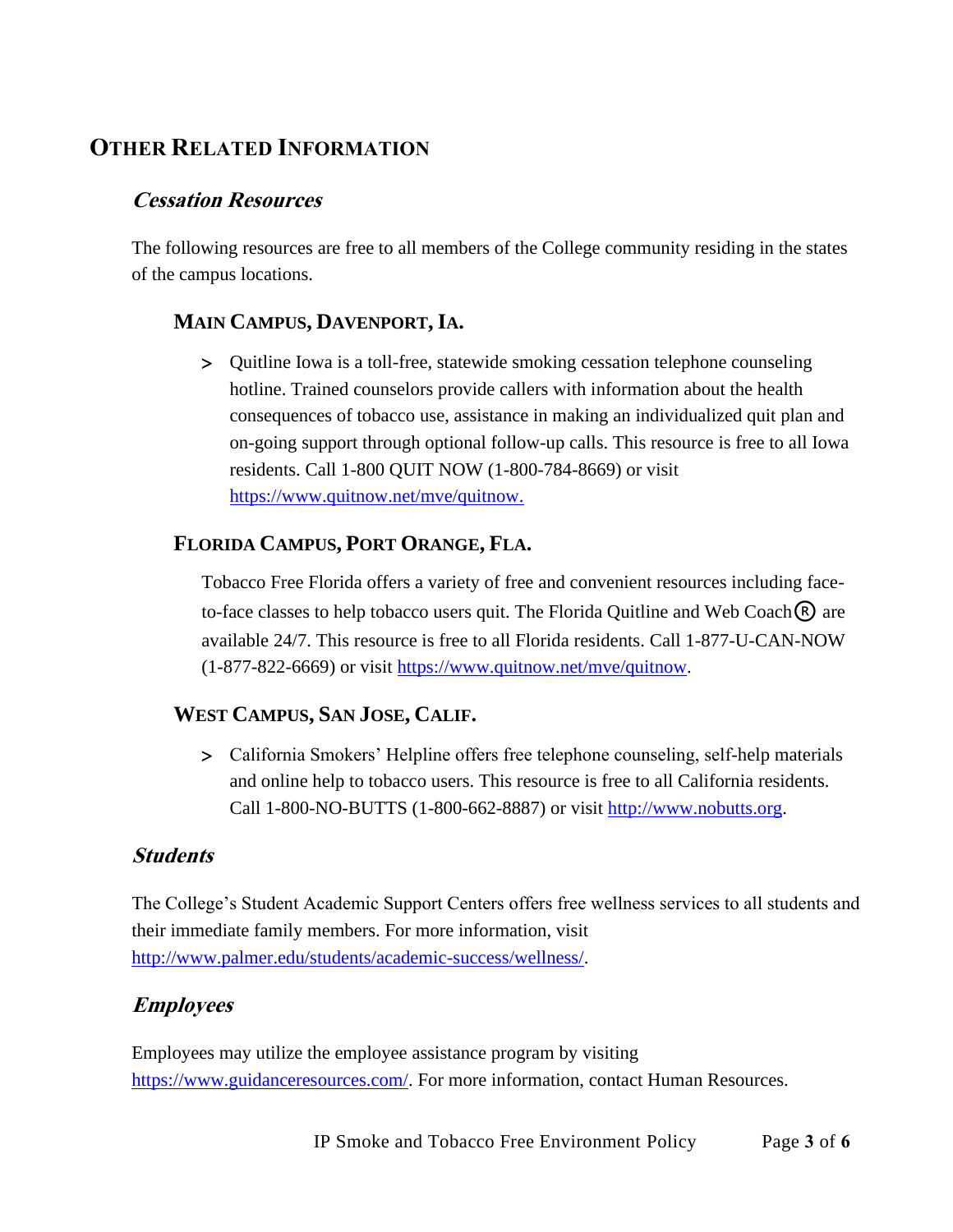# OTHER RELATED INFORMATION

## *Cessation Resources*

The following resources are free to all members of the College community residing in the states of the campus locations.

### MAIN CAMPUS, DAVENPORT, IA.

- Quitline Iowa is a toll-free, statewide smoking cessation telephone counseling hotline. Trained counselors provide callers with information about the health consequences of tobacco use, assistance in making an individualized quit plan and on-going support through optional follow-up calls. This resource is free to all Iowa residents. Call 1-800 QUIT NOW (1-800-784-8669) or visit https://www.quitnow.net/mve/quitnow.

### FLORIDA CAMPUS, PORT ORANGE, FLA.

Tobacco Free Florida offers a variety of free and convenient resources including face-to-face classes to help tobacco users quit. The Florida Quitline and Web Coach® are available 24/7. This resource is free to all Florida residents. Call 1-877-U-CAN-NOW (1-877-822-6669) or visit https://www.quitnow.net/mve/quitnow.

### WEST CAMPUS, SAN JOSE, CALIF.

- California Smokers' Helpline offers free telephone counseling, self-help materials and online help to tobacco users. This resource is free to all California residents. Call 1-800-NO-BUTTS (1-800-662-8887) or visit http://www.nobutts.org.

## *Students*

The College's Student Academic Support Centers offers free wellness services to all students and their immediate family members. For more information, visit http://www.palmer.edu/students/academic-success/wellness/.

## *Employees*

Employees may utilize the employee assistance program by visiting https://www.guidanceresources.com/. For more information, contact Human Resources.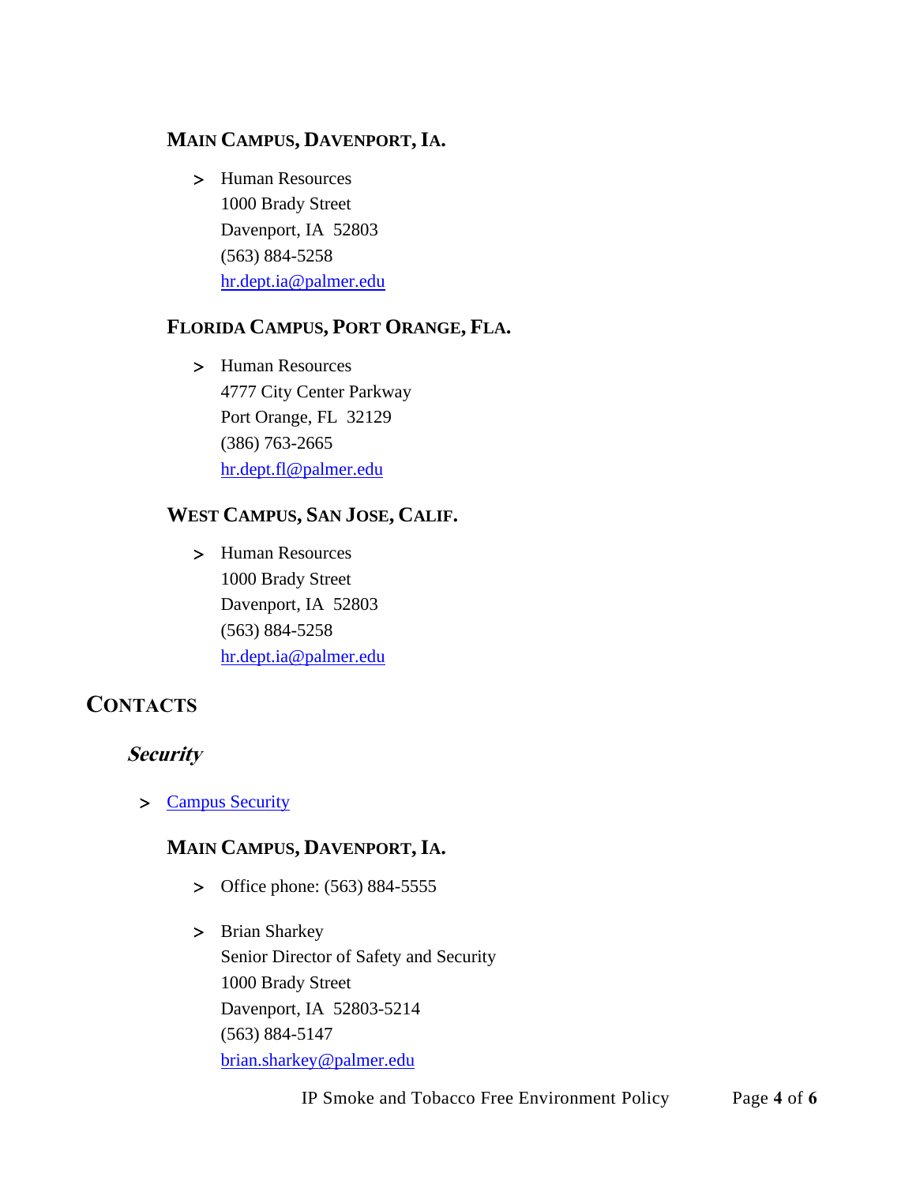#### MAIN CAMPUS, DAVENPORT, IA.

- Human Resources
  1000 Brady Street
  Davenport, IA 52803
  (563) 884-5258
  [hr.dept.ia@palmer.edu](mailto:hr.dept.ia@palmer.edu)

#### FLORIDA CAMPUS, PORT ORANGE, FLA.

- Human Resources
  4777 City Center Parkway
  Port Orange, FL 32129
  (386) 763-2665
  [hr.dept.fl@palmer.edu](mailto:hr.dept.fl@palmer.edu)

#### WEST CAMPUS, SAN JOSE, CALIF.

- Human Resources
  1000 Brady Street
  Davenport, IA 52803
  (563) 884-5258
  [hr.dept.ia@palmer.edu](mailto:hr.dept.ia@palmer.edu)

## CONTACTS

### *Security*

- Campus Security

#### MAIN CAMPUS, DAVENPORT, IA.

- Office phone: (563) 884-5555

- Brian Sharkey
  Senior Director of Safety and Security
  1000 Brady Street
  Davenport, IA 52803-5214
  (563) 884-5147
  [brian.sharkey@palmer.edu](mailto:brian.sharkey@palmer.edu)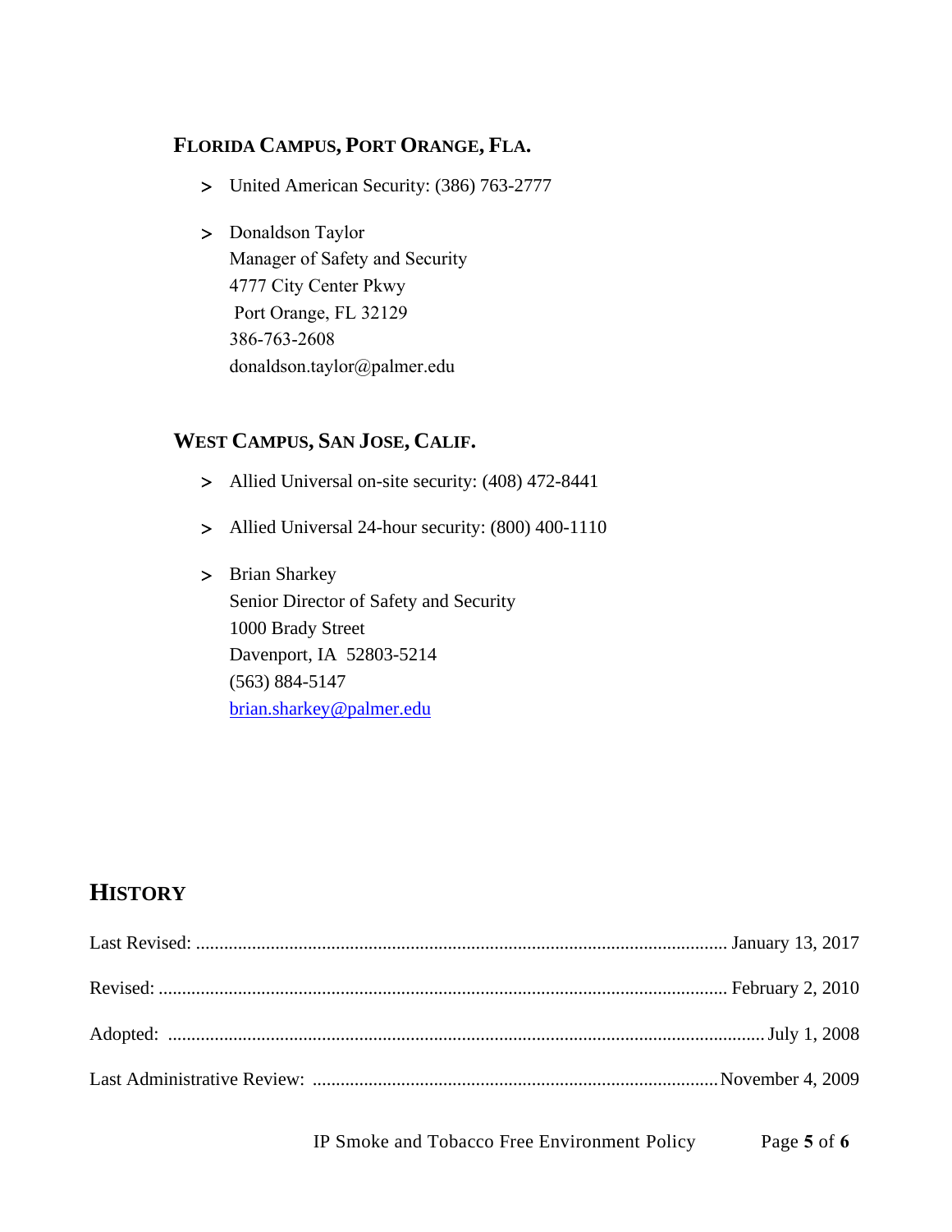### FLORIDA CAMPUS, PORT ORANGE, FLA.

- United American Security: (386) 763-2777

- Donaldson Taylor
  Manager of Safety and Security
  4777 City Center Pkwy
  Port Orange, FL 32129
  386-763-2608
  donaldson.taylor@palmer.edu

### WEST CAMPUS, SAN JOSE, CALIF.

- Allied Universal on-site security: (408) 472-8441

- Allied Universal 24-hour security: (800) 400-1110

- Brian Sharkey
  Senior Director of Safety and Security
  1000 Brady Street
  Davenport, IA 52803-5214
  (563) 884-5147
  brian.sharkey@palmer.edu

## HISTORY

Last Revised: ........................................ January 13, 2017

Revised: ........................................ February 2, 2010

Adopted: ........................................ July 1, 2008

Last Administrative Review: ........................................ November 4, 2009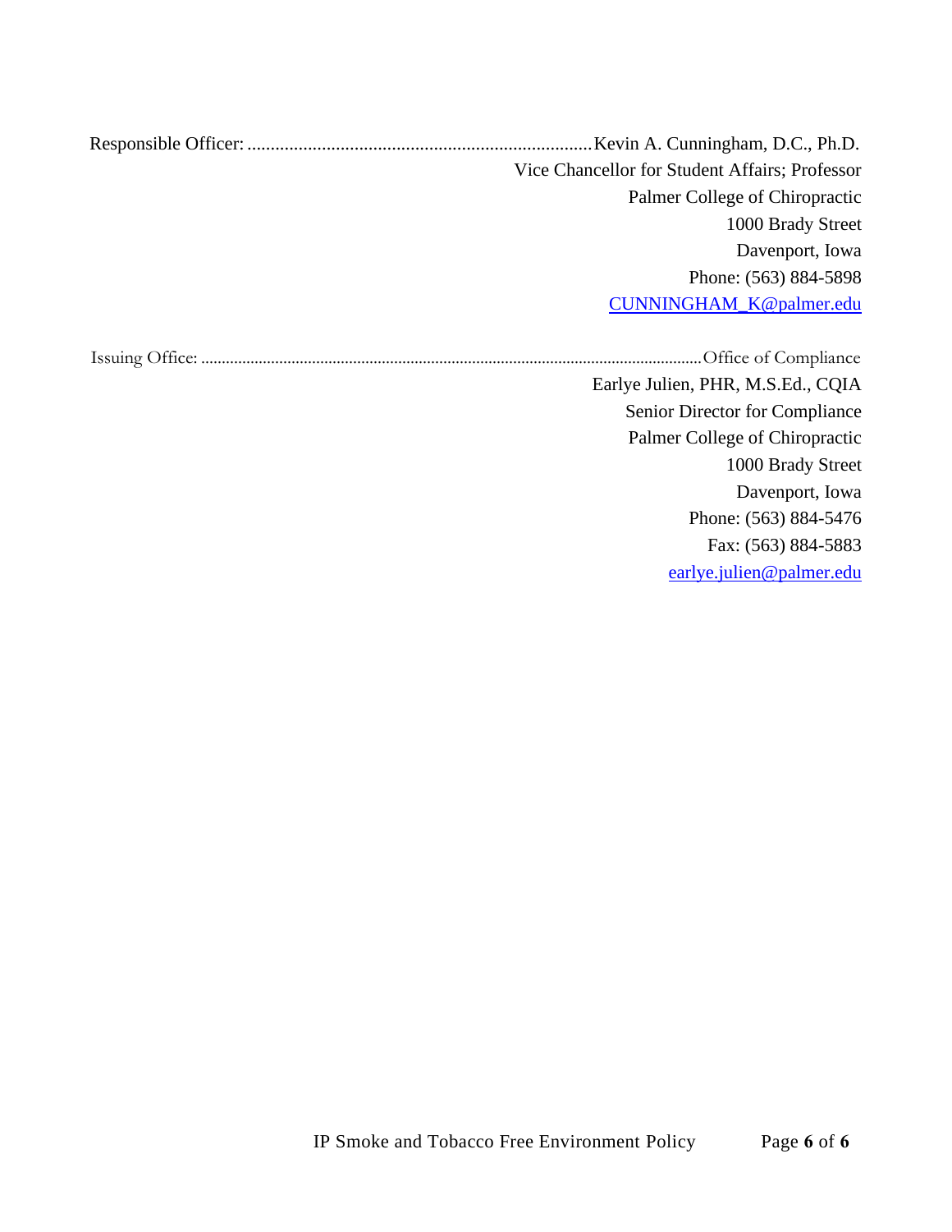Responsible Officer: ............................................................................Kevin A. Cunningham, D.C., Ph.D.
Vice Chancellor for Student Affairs; Professor
Palmer College of Chiropractic
1000 Brady Street
Davenport, Iowa
Phone: (563) 884-5898
CUNNINGHAM_K@palmer.edu

Issuing Office: ............................................................................................................Office of Compliance
Earlye Julien, PHR, M.S.Ed., CQIA
Senior Director for Compliance
Palmer College of Chiropractic
1000 Brady Street
Davenport, Iowa
Phone: (563) 884-5476
Fax: (563) 884-5883
earlye.julien@palmer.edu